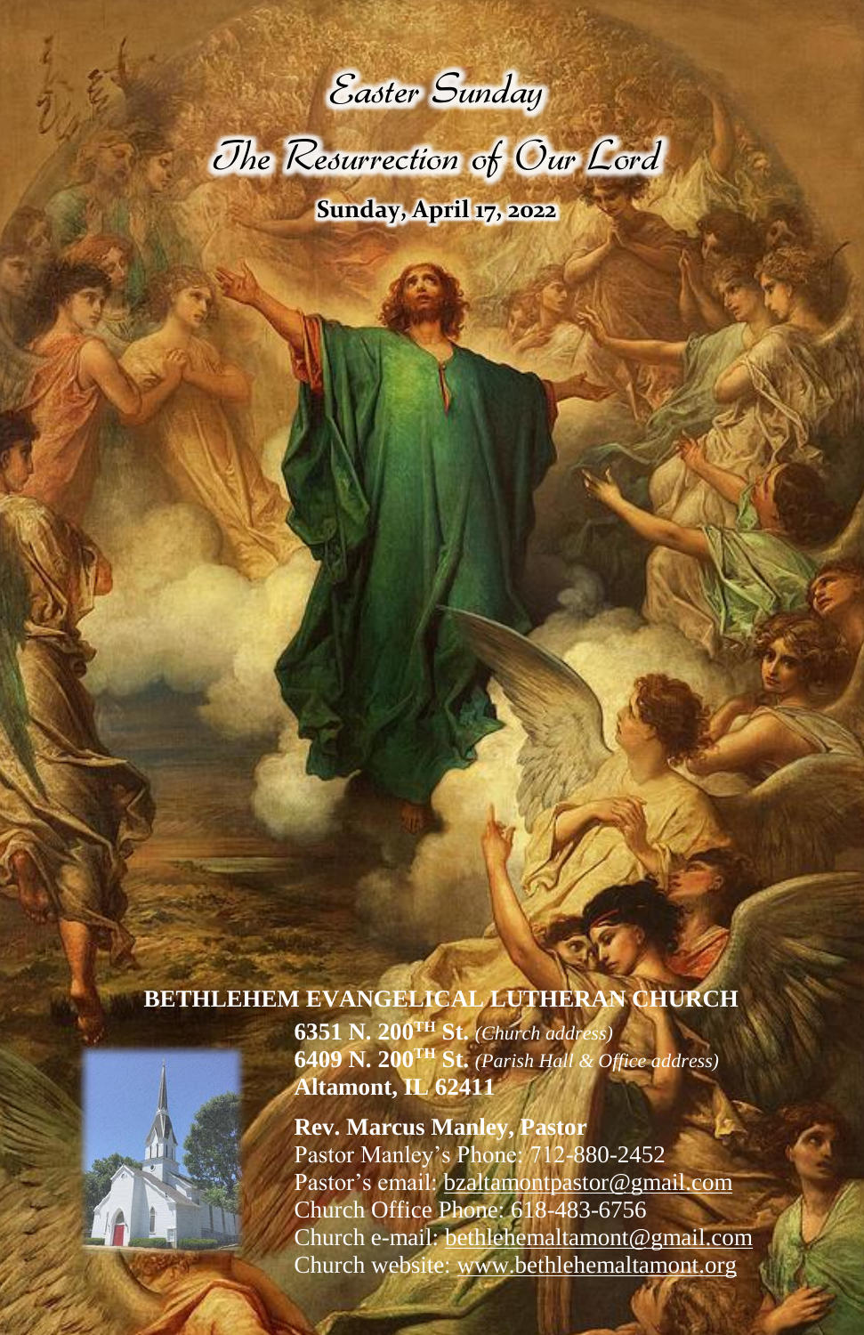# Easter Sunday

# The Resurrection of Our Lord

**Sunday, April 17, 2022**

**BETHLEHEM EVANGELICAL LUTHERAN CHURCH**

**6351 N. 200TH St.** *(Church address)*
**6409 N. 200TH St.** *(Parish Hall & Office address)*
**Altamont, IL 62411**

**Rev. Marcus Manley, Pastor**
Pastor Manley's Phone: 712-880-2452
Pastor's email: bzaltamontpastor@gmail.com
Church Office Phone: 618-483-6756
Church e-mail: bethlehemaltamont@gmail.com
Church website: www.bethlehemaltamont.org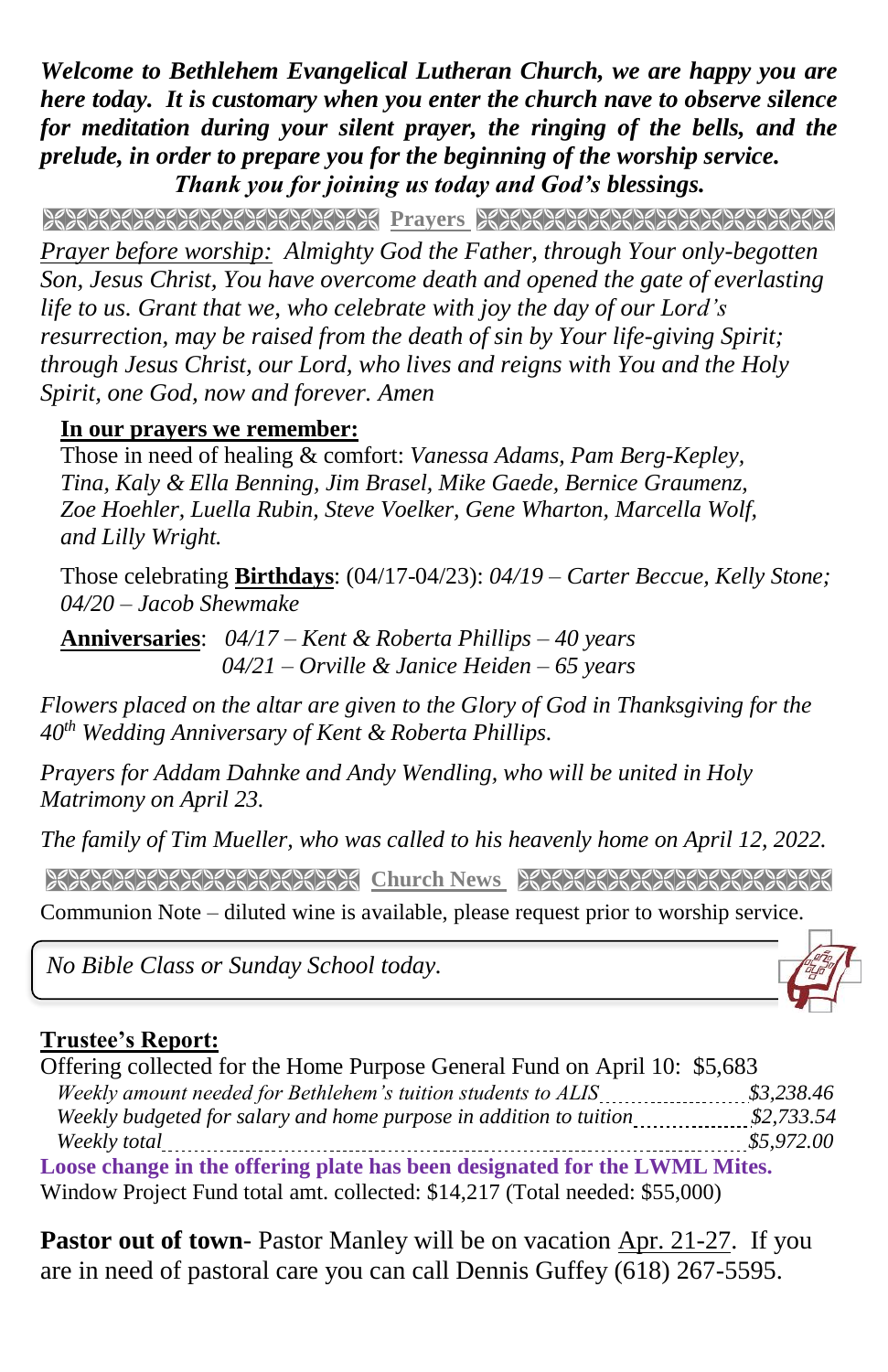***Welcome to Bethlehem Evangelical Lutheran Church, we are happy you are here today. It is customary when you enter the church nave to observe silence for meditation during your silent prayer, the ringing of the bells, and the prelude, in order to prepare you for the beginning of the worship service.***

***Thank you for joining us today and God's blessings.***

## Prayers

*Prayer before worship: Almighty God the Father, through Your only-begotten Son, Jesus Christ, You have overcome death and opened the gate of everlasting life to us. Grant that we, who celebrate with joy the day of our Lord's resurrection, may be raised from the death of sin by Your life-giving Spirit; through Jesus Christ, our Lord, who lives and reigns with You and the Holy Spirit, one God, now and forever. Amen*

**In our prayers we remember:**

Those in need of healing & comfort: *Vanessa Adams, Pam Berg-Kepley, Tina, Kaly & Ella Benning, Jim Brasel, Mike Gaede, Bernice Graumenz, Zoe Hoehler, Luella Rubin, Steve Voelker, Gene Wharton, Marcella Wolf, and Lilly Wright.*

Those celebrating **Birthdays**: (04/17-04/23): *04/19 – Carter Beccue, Kelly Stone; 04/20 – Jacob Shewmake*

**Anniversaries**: *04/17 – Kent & Roberta Phillips – 40 years*
*04/21 – Orville & Janice Heiden – 65 years*

*Flowers placed on the altar are given to the Glory of God in Thanksgiving for the 40th Wedding Anniversary of Kent & Roberta Phillips.*

*Prayers for Addam Dahnke and Andy Wendling, who will be united in Holy Matrimony on April 23.*

*The family of Tim Mueller, who was called to his heavenly home on April 12, 2022.*

## Church News

Communion Note – diluted wine is available, please request prior to worship service.

*No Bible Class or Sunday School today.*

**Trustee's Report:**

Offering collected for the Home Purpose General Fund on April 10: $5,683

*Weekly amount needed for Bethlehem's tuition students to ALIS ........ $3,238.46*
*Weekly budgeted for salary and home purpose in addition to tuition ........ $2,733.54*
*Weekly total ........ $5,972.00*

**Loose change in the offering plate has been designated for the LWML Mites.**

Window Project Fund total amt. collected: $14,217 (Total needed: $55,000)

**Pastor out of town**- Pastor Manley will be on vacation Apr. 21-27. If you are in need of pastoral care you can call Dennis Guffey (618) 267-5595.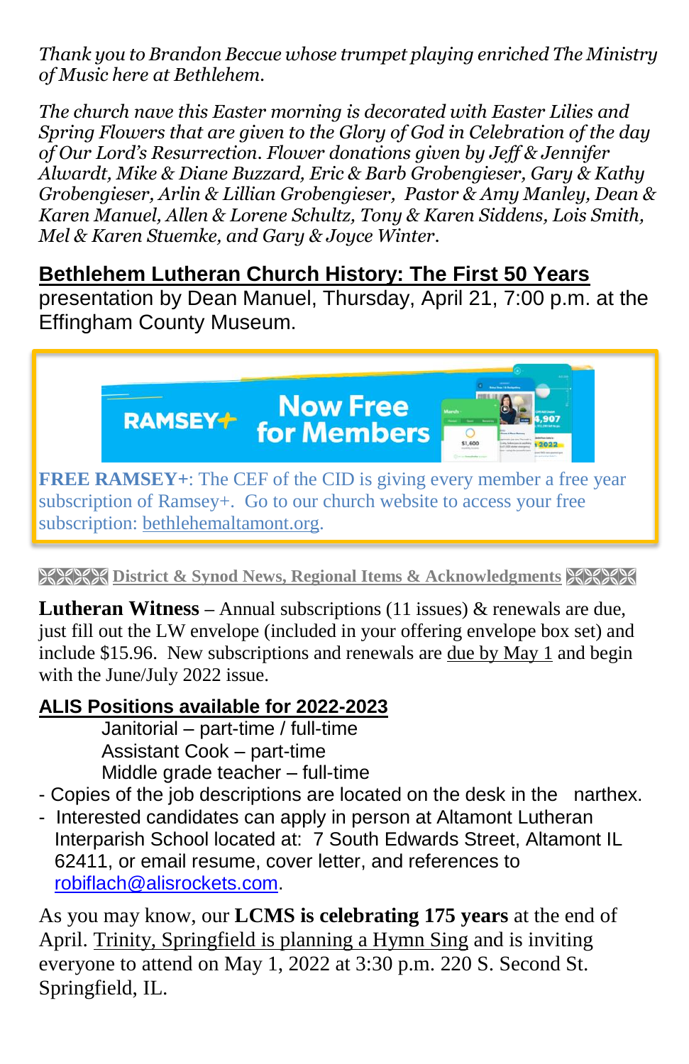*Thank you to Brandon Beccue whose trumpet playing enriched The Ministry of Music here at Bethlehem.*

*The church nave this Easter morning is decorated with Easter Lilies and Spring Flowers that are given to the Glory of God in Celebration of the day of Our Lord's Resurrection. Flower donations given by Jeff & Jennifer Alwardt, Mike & Diane Buzzard, Eric & Barb Grobengieser, Gary & Kathy Grobengieser, Arlin & Lillian Grobengieser, Pastor & Amy Manley, Dean & Karen Manuel, Allen & Lorene Schultz, Tony & Karen Siddens, Lois Smith, Mel & Karen Stuemke, and Gary & Joyce Winter.*

**Bethlehem Lutheran Church History: The First 50 Years** presentation by Dean Manuel, Thursday, April 21, 7:00 p.m. at the Effingham County Museum.

**FREE RAMSEY+**: The CEF of the CID is giving every member a free year subscription of Ramsey+. Go to our church website to access your free subscription: bethlehemaltamont.org.

## District & Synod News, Regional Items & Acknowledgments

**Lutheran Witness** – Annual subscriptions (11 issues) & renewals are due, just fill out the LW envelope (included in your offering envelope box set) and include $15.96. New subscriptions and renewals are due by May 1 and begin with the June/July 2022 issue.

**ALIS Positions available for 2022-2023**

Janitorial – part-time / full-time
Assistant Cook – part-time
Middle grade teacher – full-time

- Copies of the job descriptions are located on the desk in the narthex.
- Interested candidates can apply in person at Altamont Lutheran Interparish School located at: 7 South Edwards Street, Altamont IL 62411, or email resume, cover letter, and references to robiflach@alisrockets.com.

As you may know, our **LCMS is celebrating 175 years** at the end of April. Trinity, Springfield is planning a Hymn Sing and is inviting everyone to attend on May 1, 2022 at 3:30 p.m. 220 S. Second St. Springfield, IL.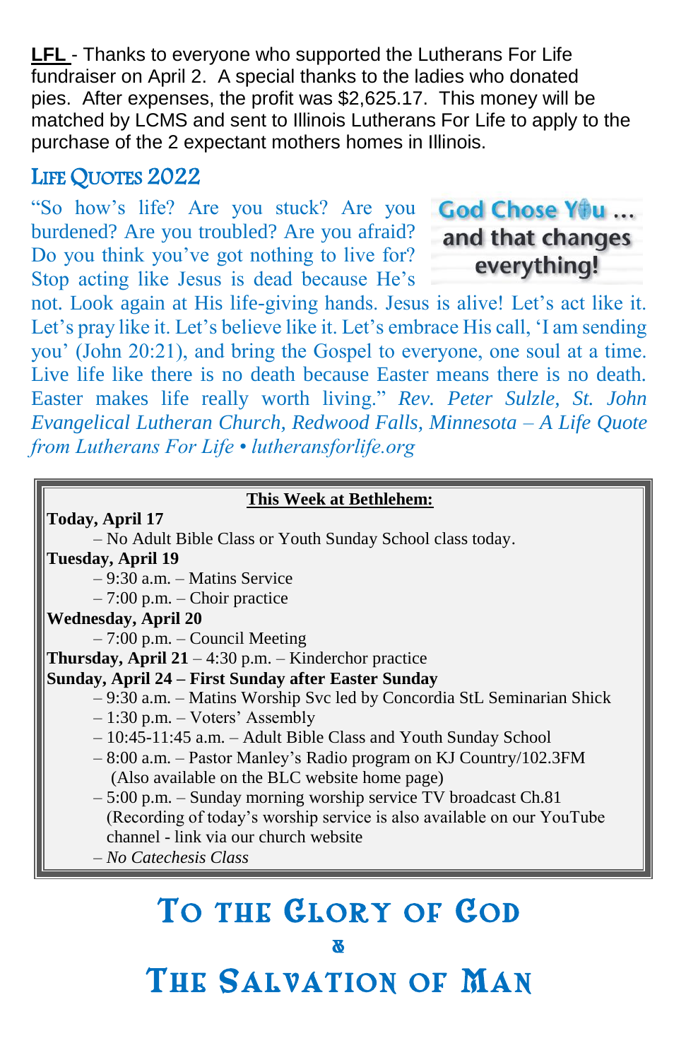**LFL** - Thanks to everyone who supported the Lutherans For Life fundraiser on April 2. A special thanks to the ladies who donated pies. After expenses, the profit was $2,625.17. This money will be matched by LCMS and sent to Illinois Lutherans For Life to apply to the purchase of the 2 expectant mothers homes in Illinois.

## Life Quotes 2022

God Chose You … and that changes everything!

"So how's life? Are you stuck? Are you burdened? Are you troubled? Are you afraid? Do you think you've got nothing to live for? Stop acting like Jesus is dead because He's not. Look again at His life-giving hands. Jesus is alive! Let's act like it. Let's pray like it. Let's believe like it. Let's embrace His call, 'I am sending you' (John 20:21), and bring the Gospel to everyone, one soul at a time. Live life like there is no death because Easter means there is no death. Easter makes life really worth living." *Rev. Peter Sulzle, St. John Evangelical Lutheran Church, Redwood Falls, Minnesota – A Life Quote from Lutherans For Life • lutheransforlife.org*

**This Week at Bethlehem:**

**Today, April 17**
– No Adult Bible Class or Youth Sunday School class today.

**Tuesday, April 19**
– 9:30 a.m. – Matins Service
– 7:00 p.m. – Choir practice

**Wednesday, April 20**
– 7:00 p.m. – Council Meeting

**Thursday, April 21** – 4:30 p.m. – Kinderchor practice

**Sunday, April 24 – First Sunday after Easter Sunday**
– 9:30 a.m. – Matins Worship Svc led by Concordia StL Seminarian Shick
– 1:30 p.m. – Voters' Assembly
– 10:45-11:45 a.m. – Adult Bible Class and Youth Sunday School
– 8:00 a.m. – Pastor Manley's Radio program on KJ Country/102.3FM (Also available on the BLC website home page)
– 5:00 p.m. – Sunday morning worship service TV broadcast Ch.81 (Recording of today's worship service is also available on our YouTube channel - link via our church website
– *No Catechesis Class*

# To the Glory of God & The Salvation of Man